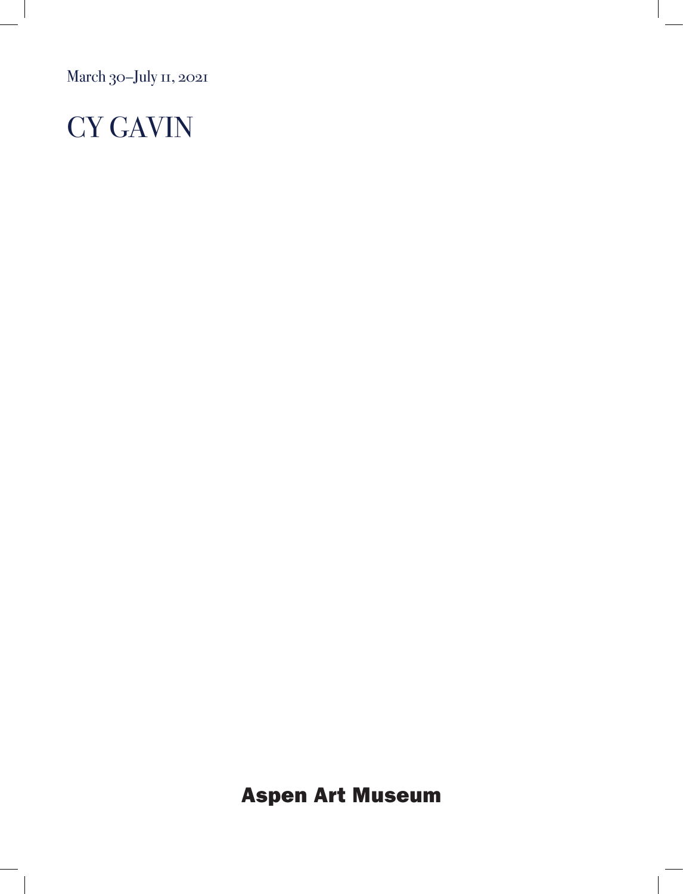March 30–July 11, 2021

# CY GAVIN

**Aspen Art Museum**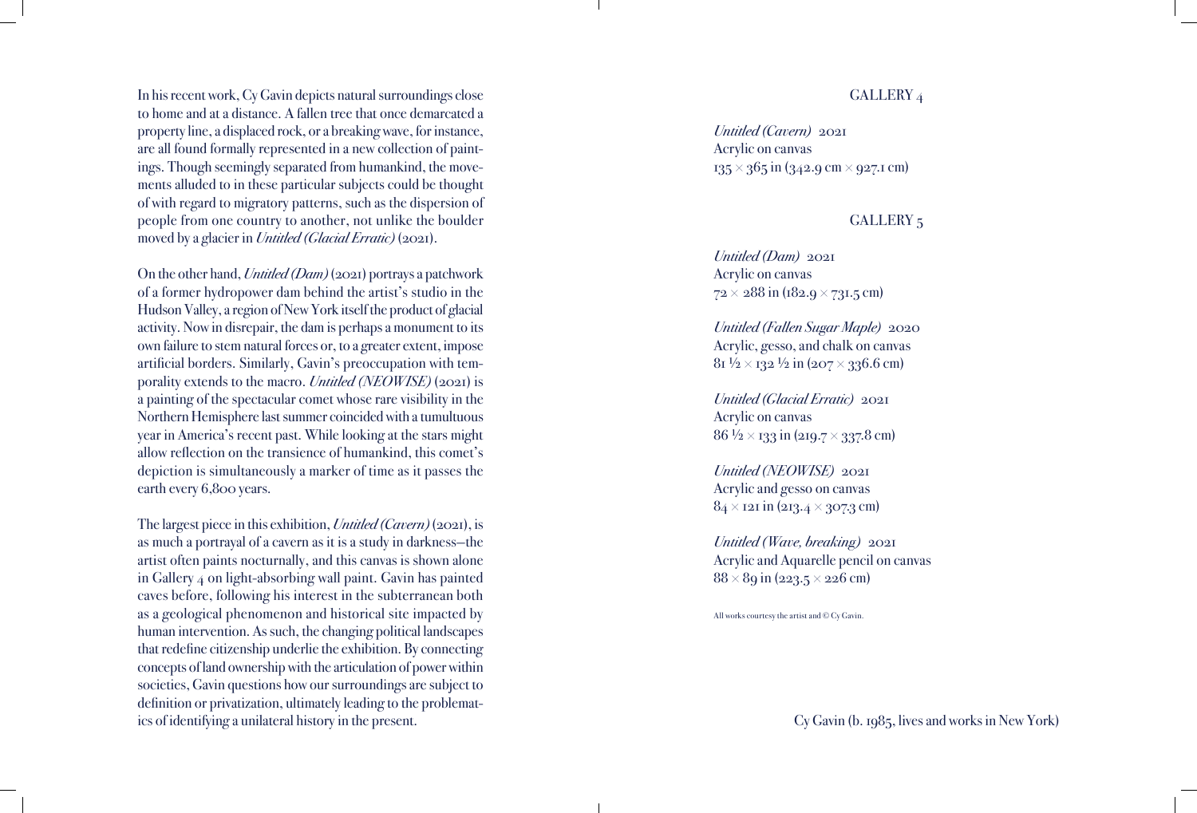In his recent work, Cy Gavin depicts natural surroundings close to home and at a distance. A fallen tree that once demarcated a property line, a displaced rock, or a breaking wave, for instance, are all found formally represented in a new collection of paintings. Though seemingly separated from humankind, the movements alluded to in these particular subjects could be thought of with regard to migratory patterns, such as the dispersion of people from one country to another, not unlike the boulder moved by a glacier in *Untitled (Glacial Erratic)* (2021).

On the other hand, *Untitled (Dam)* (2021) portrays a patchwork of a former hydropower dam behind the artist's studio in the Hudson Valley, a region of New York itself the product of glacial activity. Now in disrepair, the dam is perhaps a monument to its own failure to stem natural forces or, to a greater extent, impose artificial borders. Similarly, Gavin's preoccupation with temporality extends to the macro. *Untitled (NEOWISE)* (2021) is a painting of the spectacular comet whose rare visibility in the Northern Hemisphere last summer coincided with a tumultuous year in America's recent past. While looking at the stars might allow reflection on the transience of humankind, this comet's depiction is simultaneously a marker of time as it passes the earth every 6,800 years.

The largest piece in this exhibition, *Untitled (Cavern)* (2021), is as much a portrayal of a cavern as it is a study in darkness—the artist often paints nocturnally, and this canvas is shown alone in Gallery 4 on light-absorbing wall paint. Gavin has painted caves before, following his interest in the subterranean both as a geological phenomenon and historical site impacted by human intervention. As such, the changing political landscapes that redefine citizenship underlie the exhibition. By connecting concepts of land ownership with the articulation of power within societies, Gavin questions how our surroundings are subject to definition or privatization, ultimately leading to the problematics of identifying a unilateral history in the present.

## GALLERY 4

*Untitled (Cavern)* 2021
Acrylic on canvas
135 × 365 in (342.9 cm × 927.1 cm)

## GALLERY 5

*Untitled (Dam)* 2021
Acrylic on canvas
72 × 288 in (182.9 × 731.5 cm)

*Untitled (Fallen Sugar Maple)* 2020
Acrylic, gesso, and chalk on canvas
81 ½ × 132 ½ in (207 × 336.6 cm)

*Untitled (Glacial Erratic)* 2021
Acrylic on canvas
86 ½ × 133 in (219.7 × 337.8 cm)

*Untitled (NEOWISE)* 2021
Acrylic and gesso on canvas
84 × 121 in (213.4 × 307.3 cm)

*Untitled (Wave, breaking)* 2021
Acrylic and Aquarelle pencil on canvas
88 × 89 in (223.5 × 226 cm)

All works courtesy the artist and © Cy Gavin.

Cy Gavin (b. 1985, lives and works in New York)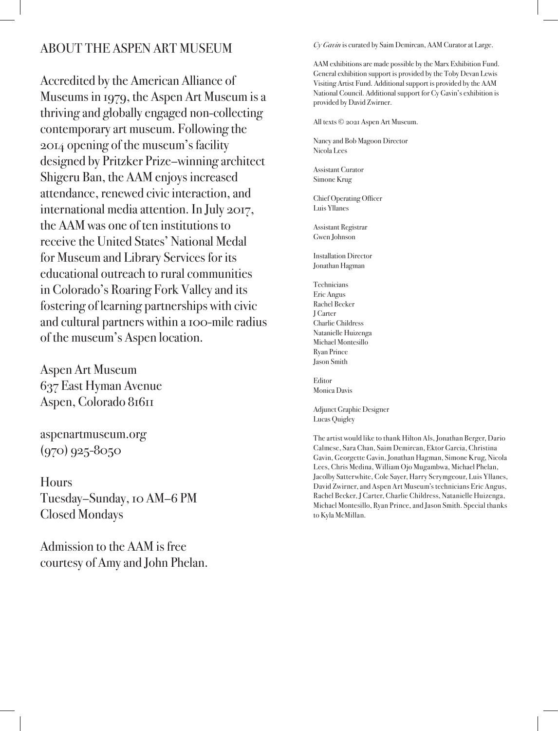## ABOUT THE ASPEN ART MUSEUM

Accredited by the American Alliance of Museums in 1979, the Aspen Art Museum is a thriving and globally engaged non-collecting contemporary art museum. Following the 2014 opening of the museum's facility designed by Pritzker Prize–winning architect Shigeru Ban, the AAM enjoys increased attendance, renewed civic interaction, and international media attention. In July 2017, the AAM was one of ten institutions to receive the United States' National Medal for Museum and Library Services for its educational outreach to rural communities in Colorado's Roaring Fork Valley and its fostering of learning partnerships with civic and cultural partners within a 100-mile radius of the museum's Aspen location.

Aspen Art Museum
637 East Hyman Avenue
Aspen, Colorado 81611

aspenartmuseum.org
(970) 925-8050

Hours
Tuesday–Sunday, 10 AM–6 PM
Closed Mondays

Admission to the AAM is free courtesy of Amy and John Phelan.

*Cy Gavin* is curated by Saim Demircan, AAM Curator at Large.

AAM exhibitions are made possible by the Marx Exhibition Fund. General exhibition support is provided by the Toby Devan Lewis Visiting Artist Fund. Additional support is provided by the AAM National Council. Additional support for Cy Gavin's exhibition is provided by David Zwirner.

All texts © 2021 Aspen Art Museum.

Nancy and Bob Magoon Director
Nicola Lees

Assistant Curator
Simone Krug

Chief Operating Officer
Luis Yllanes

Assistant Registrar
Gwen Johnson

Installation Director
Jonathan Hagman

Technicians
Eric Angus
Rachel Becker
J Carter
Charlie Childress
Natanielle Huizenga
Michael Montesillo
Ryan Prince
Jason Smith

Editor
Monica Davis

Adjunct Graphic Designer
Lucas Quigley

The artist would like to thank Hilton Als, Jonathan Berger, Dario Calmese, Sara Chan, Saim Demircan, Ektor Garcia, Christina Gavin, Georgette Gavin, Jonathan Hagman, Simone Krug, Nicola Lees, Chris Medina, William Ojo Mugambwa, Michael Phelan, Jacolby Satterwhite, Cole Sayer, Harry Scrymgeour, Luis Yllanes, David Zwirner, and Aspen Art Museum's technicians Eric Angus, Rachel Becker, J Carter, Charlie Childress, Natanielle Huizenga, Michael Montesillo, Ryan Prince, and Jason Smith. Special thanks to Kyla McMillan.